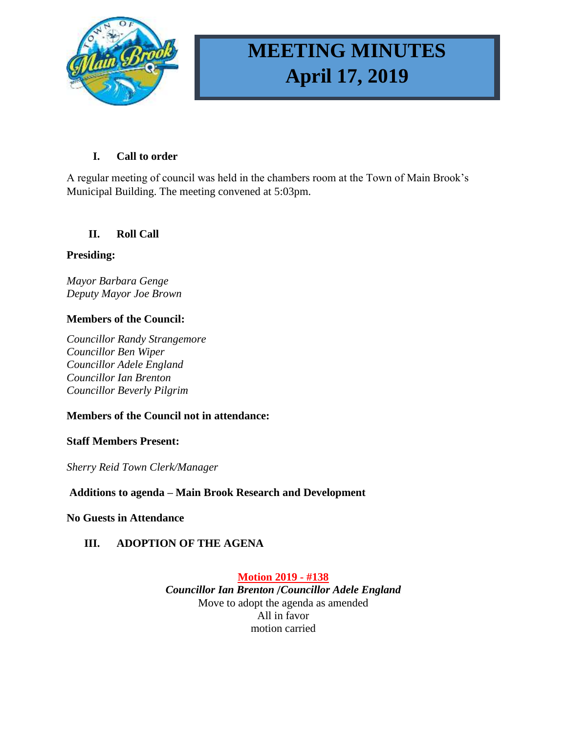# MEETING MINUTES
# April 17, 2019

## I. Call to order

A regular meeting of council was held in the chambers room at the Town of Main Brook's Municipal Building. The meeting convened at 5:03pm.

## II. Roll Call

**Presiding:**

*Mayor Barbara Genge*
*Deputy Mayor Joe Brown*

**Members of the Council:**

*Councillor Randy Strangemore*
*Councillor Ben Wiper*
*Councillor Adele England*
*Councillor Ian Brenton*
*Councillor Beverly Pilgrim*

**Members of the Council not in attendance:**

**Staff Members Present:**

*Sherry Reid Town Clerk/Manager*

**Additions to agenda – Main Brook Research and Development**

**No Guests in Attendance**

## III. ADOPTION OF THE AGENA

**Motion 2019 - #138**
***Councillor Ian Brenton /Councillor Adele England***
Move to adopt the agenda as amended
All in favor
motion carried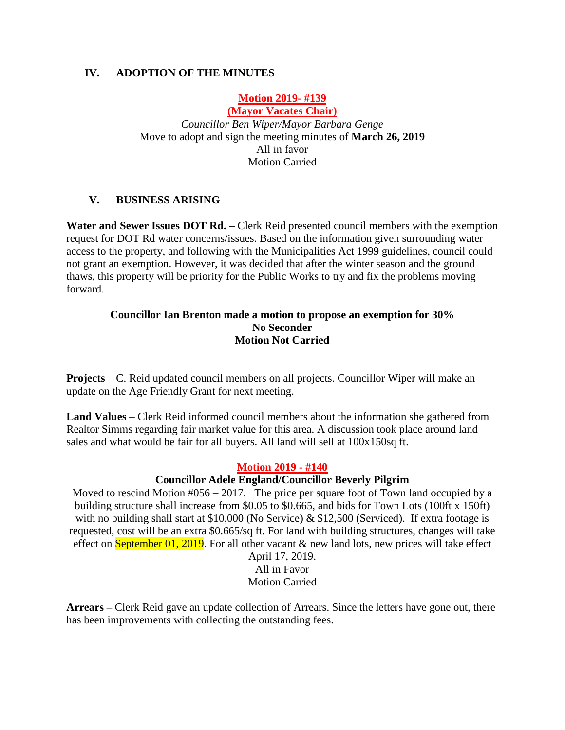## IV. ADOPTION OF THE MINUTES

**Motion 2019- #139**
**(Mayor Vacates Chair)**
*Councillor Ben Wiper/Mayor Barbara Genge*
Move to adopt and sign the meeting minutes of **March 26, 2019**
All in favor
Motion Carried

## V. BUSINESS ARISING

**Water and Sewer Issues DOT Rd. –** Clerk Reid presented council members with the exemption request for DOT Rd water concerns/issues. Based on the information given surrounding water access to the property, and following with the Municipalities Act 1999 guidelines, council could not grant an exemption. However, it was decided that after the winter season and the ground thaws, this property will be priority for the Public Works to try and fix the problems moving forward.

**Councillor Ian Brenton made a motion to propose an exemption for 30%**
**No Seconder**
**Motion Not Carried**

**Projects** – C. Reid updated council members on all projects. Councillor Wiper will make an update on the Age Friendly Grant for next meeting.

**Land Values** – Clerk Reid informed council members about the information she gathered from Realtor Simms regarding fair market value for this area. A discussion took place around land sales and what would be fair for all buyers. All land will sell at 100x150sq ft.

**Motion 2019 - #140**
**Councillor Adele England/Councillor Beverly Pilgrim**
Moved to rescind Motion #056 – 2017. The price per square foot of Town land occupied by a building structure shall increase from $0.05 to $0.665, and bids for Town Lots (100ft x 150ft) with no building shall start at $10,000 (No Service) & $12,500 (Serviced). If extra footage is requested, cost will be an extra $0.665/sq ft. For land with building structures, changes will take effect on September 01, 2019. For all other vacant & new land lots, new prices will take effect April 17, 2019.
All in Favor
Motion Carried

**Arrears –** Clerk Reid gave an update collection of Arrears. Since the letters have gone out, there has been improvements with collecting the outstanding fees.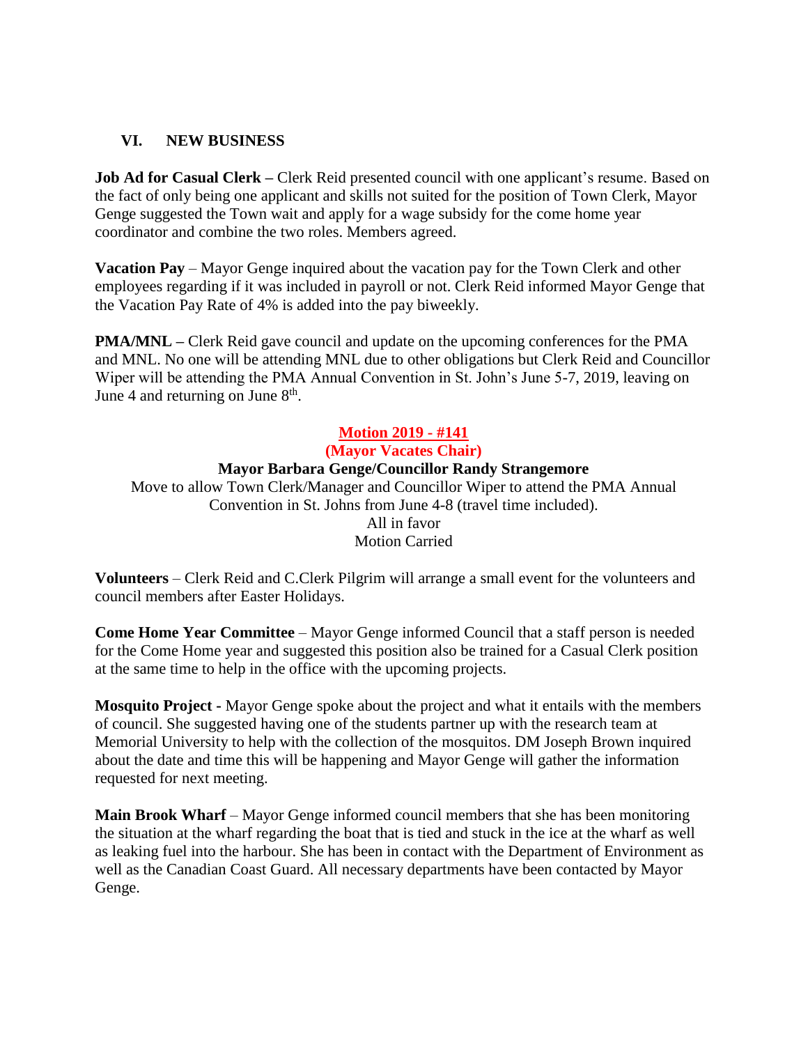## VI. NEW BUSINESS

**Job Ad for Casual Clerk –** Clerk Reid presented council with one applicant's resume. Based on the fact of only being one applicant and skills not suited for the position of Town Clerk, Mayor Genge suggested the Town wait and apply for a wage subsidy for the come home year coordinator and combine the two roles. Members agreed.

**Vacation Pay** – Mayor Genge inquired about the vacation pay for the Town Clerk and other employees regarding if it was included in payroll or not. Clerk Reid informed Mayor Genge that the Vacation Pay Rate of 4% is added into the pay biweekly.

**PMA/MNL –** Clerk Reid gave council and update on the upcoming conferences for the PMA and MNL. No one will be attending MNL due to other obligations but Clerk Reid and Councillor Wiper will be attending the PMA Annual Convention in St. John's June 5-7, 2019, leaving on June 4 and returning on June 8th.

**Motion 2019 - #141**
**(Mayor Vacates Chair)**
**Mayor Barbara Genge/Councillor Randy Strangemore**
Move to allow Town Clerk/Manager and Councillor Wiper to attend the PMA Annual Convention in St. Johns from June 4-8 (travel time included).
All in favor
Motion Carried

**Volunteers** – Clerk Reid and C.Clerk Pilgrim will arrange a small event for the volunteers and council members after Easter Holidays.

**Come Home Year Committee** – Mayor Genge informed Council that a staff person is needed for the Come Home year and suggested this position also be trained for a Casual Clerk position at the same time to help in the office with the upcoming projects.

**Mosquito Project -** Mayor Genge spoke about the project and what it entails with the members of council. She suggested having one of the students partner up with the research team at Memorial University to help with the collection of the mosquitos. DM Joseph Brown inquired about the date and time this will be happening and Mayor Genge will gather the information requested for next meeting.

**Main Brook Wharf** – Mayor Genge informed council members that she has been monitoring the situation at the wharf regarding the boat that is tied and stuck in the ice at the wharf as well as leaking fuel into the harbour. She has been in contact with the Department of Environment as well as the Canadian Coast Guard. All necessary departments have been contacted by Mayor Genge.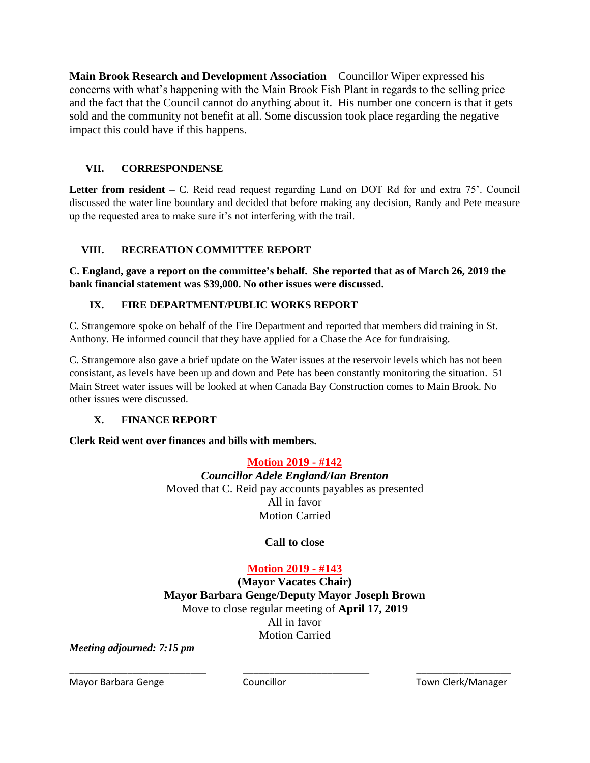**Main Brook Research and Development Association** – Councillor Wiper expressed his concerns with what's happening with the Main Brook Fish Plant in regards to the selling price and the fact that the Council cannot do anything about it. His number one concern is that it gets sold and the community not benefit at all. Some discussion took place regarding the negative impact this could have if this happens.

## VII. CORRESPONDENSE

**Letter from resident –** C. Reid read request regarding Land on DOT Rd for and extra 75'. Council discussed the water line boundary and decided that before making any decision, Randy and Pete measure up the requested area to make sure it's not interfering with the trail.

## VIII. RECREATION COMMITTEE REPORT

**C. England, gave a report on the committee's behalf. She reported that as of March 26, 2019 the bank financial statement was $39,000. No other issues were discussed.**

## IX. FIRE DEPARTMENT/PUBLIC WORKS REPORT

C. Strangemore spoke on behalf of the Fire Department and reported that members did training in St. Anthony. He informed council that they have applied for a Chase the Ace for fundraising.

C. Strangemore also gave a brief update on the Water issues at the reservoir levels which has not been consistant, as levels have been up and down and Pete has been constantly monitoring the situation. 51 Main Street water issues will be looked at when Canada Bay Construction comes to Main Brook. No other issues were discussed.

## X. FINANCE REPORT

**Clerk Reid went over finances and bills with members.**

**Motion 2019 - #142**

***Councillor Adele England/Ian Brenton***

Moved that C. Reid pay accounts payables as presented

All in favor

Motion Carried

**Call to close**

**Motion 2019 - #143**

**(Mayor Vacates Chair)**

**Mayor Barbara Genge/Deputy Mayor Joseph Brown**

Move to close regular meeting of **April 17, 2019**

All in favor

Motion Carried

***Meeting adjourned: 7:15 pm***

| | | |
|---|---|---|
| ___________________________ | ___________________________ | ___________________ |
| Mayor Barbara Genge | Councillor | Town Clerk/Manager |